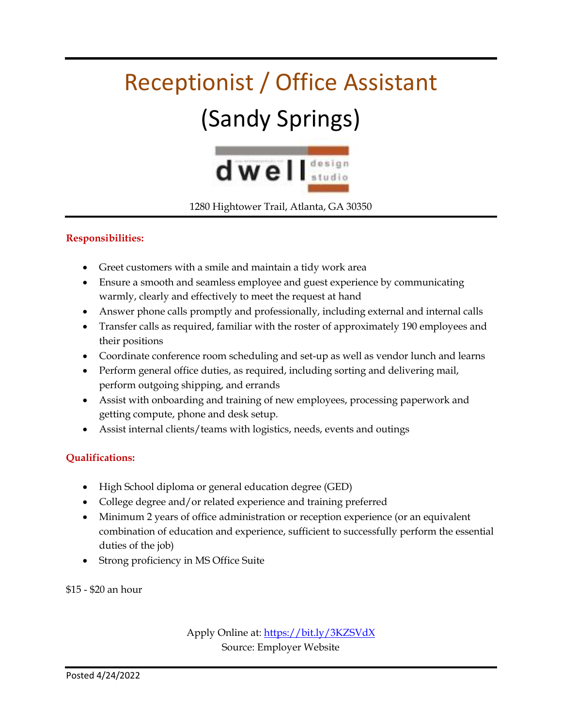# Receptionist / Office Assistant

## (Sandy Springs)

dwell design studio

1280 Hightower Trail, Atlanta, GA 30350

**Responsibilities:**

- Greet customers with a smile and maintain a tidy work area
- Ensure a smooth and seamless employee and guest experience by communicating warmly, clearly and effectively to meet the request at hand
- Answer phone calls promptly and professionally, including external and internal calls
- Transfer calls as required, familiar with the roster of approximately 190 employees and their positions
- Coordinate conference room scheduling and set-up as well as vendor lunch and learns
- Perform general office duties, as required, including sorting and delivering mail, perform outgoing shipping, and errands
- Assist with onboarding and training of new employees, processing paperwork and getting compute, phone and desk setup.
- Assist internal clients/teams with logistics, needs, events and outings

**Qualifications:**

- High School diploma or general education degree (GED)
- College degree and/or related experience and training preferred
- Minimum 2 years of office administration or reception experience (or an equivalent combination of education and experience, sufficient to successfully perform the essential duties of the job)
- Strong proficiency in MS Office Suite

$15 - $20 an hour

Apply Online at: https://bit.ly/3KZSVdX
Source: Employer Website

Posted 4/24/2022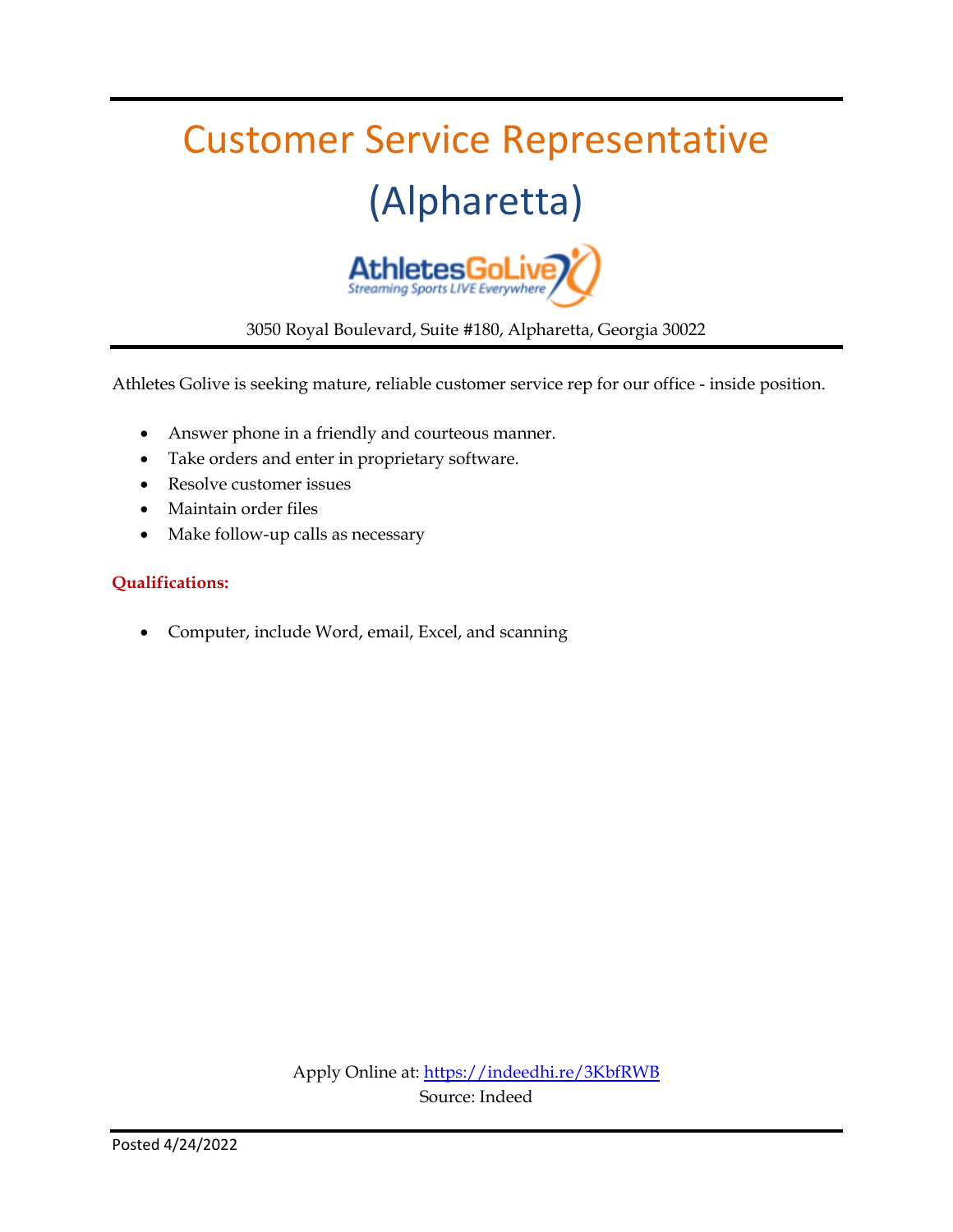# Customer Service Representative

## (Alpharetta)

AthletesGoLive
Streaming Sports LIVE Everywhere

3050 Royal Boulevard, Suite #180, Alpharetta, Georgia 30022

Athletes Golive is seeking mature, reliable customer service rep for our office - inside position.

- Answer phone in a friendly and courteous manner.
- Take orders and enter in proprietary software.
- Resolve customer issues
- Maintain order files
- Make follow-up calls as necessary

**Qualifications:**

- Computer, include Word, email, Excel, and scanning

Apply Online at: [https://indeedhi.re/3KbfRWB](https://indeedhi.re/3KbfRWB)
Source: Indeed

Posted 4/24/2022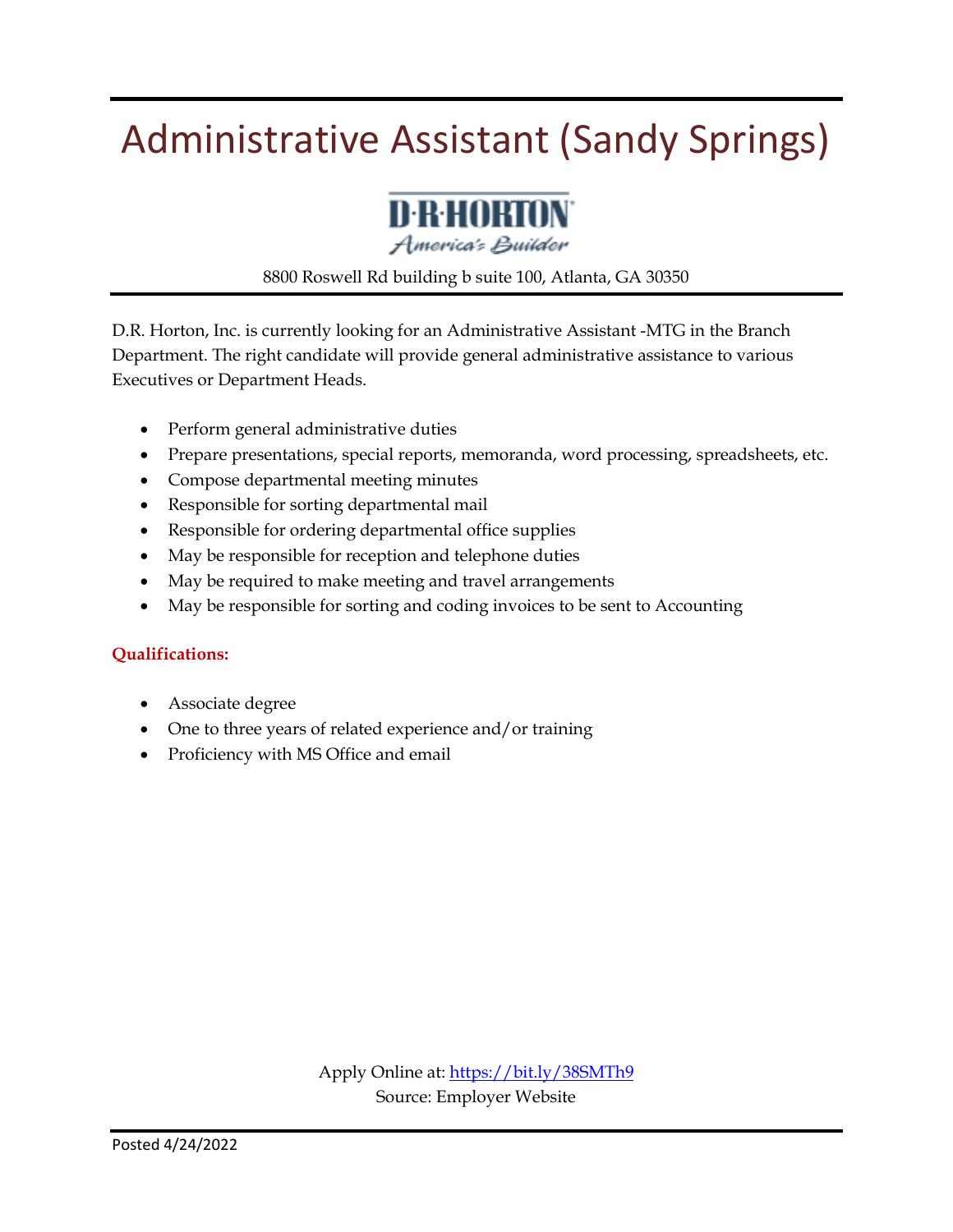# Administrative Assistant (Sandy Springs)

D·R·HORTON
America's Builder

8800 Roswell Rd building b suite 100, Atlanta, GA 30350

D.R. Horton, Inc. is currently looking for an Administrative Assistant -MTG in the Branch Department. The right candidate will provide general administrative assistance to various Executives or Department Heads.

- Perform general administrative duties
- Prepare presentations, special reports, memoranda, word processing, spreadsheets, etc.
- Compose departmental meeting minutes
- Responsible for sorting departmental mail
- Responsible for ordering departmental office supplies
- May be responsible for reception and telephone duties
- May be required to make meeting and travel arrangements
- May be responsible for sorting and coding invoices to be sent to Accounting

**Qualifications:**

- Associate degree
- One to three years of related experience and/or training
- Proficiency with MS Office and email

Apply Online at: https://bit.ly/38SMTh9
Source: Employer Website

Posted 4/24/2022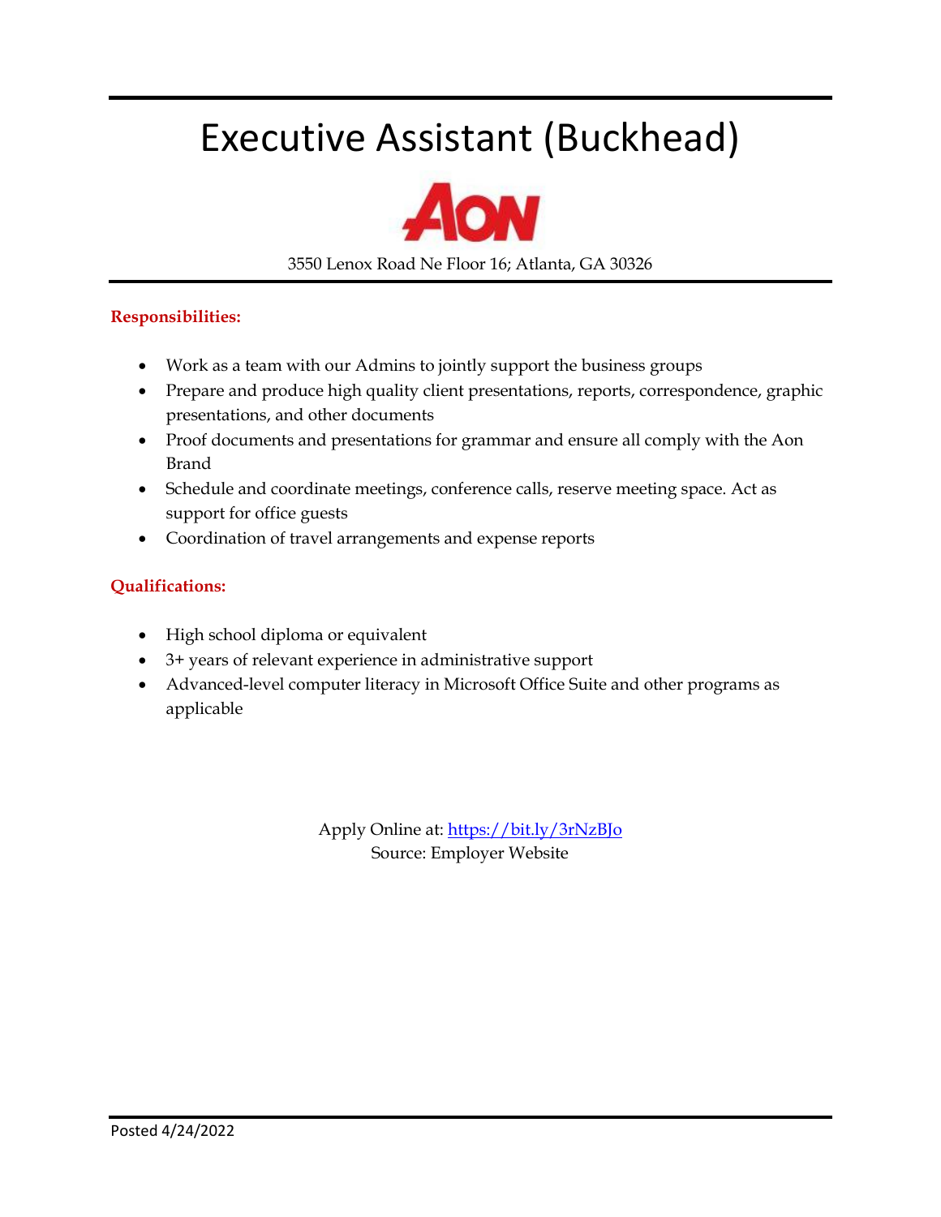# Executive Assistant (Buckhead)

AON

3550 Lenox Road Ne Floor 16; Atlanta, GA 30326

**Responsibilities:**

- Work as a team with our Admins to jointly support the business groups
- Prepare and produce high quality client presentations, reports, correspondence, graphic presentations, and other documents
- Proof documents and presentations for grammar and ensure all comply with the Aon Brand
- Schedule and coordinate meetings, conference calls, reserve meeting space. Act as support for office guests
- Coordination of travel arrangements and expense reports

**Qualifications:**

- High school diploma or equivalent
- 3+ years of relevant experience in administrative support
- Advanced-level computer literacy in Microsoft Office Suite and other programs as applicable

Apply Online at: https://bit.ly/3rNzBJo
Source: Employer Website

Posted 4/24/2022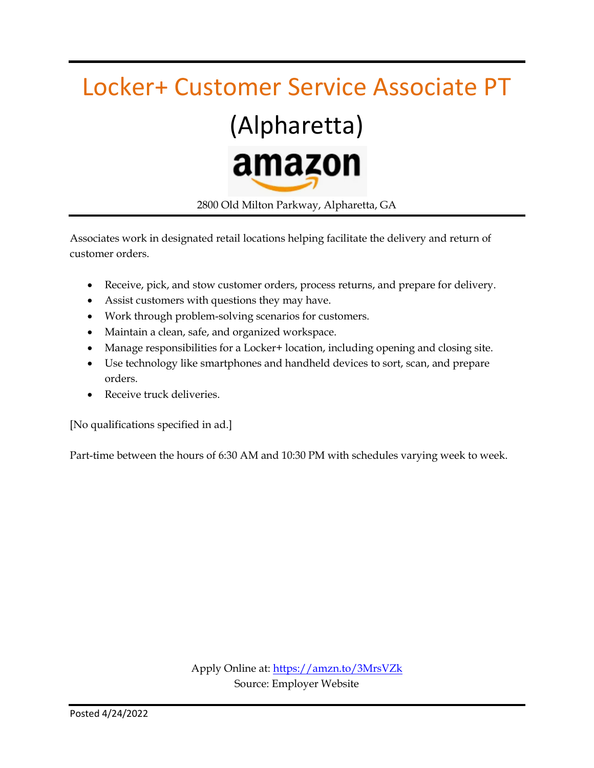# Locker+ Customer Service Associate PT

## (Alpharetta)

amazon

2800 Old Milton Parkway, Alpharetta, GA

Associates work in designated retail locations helping facilitate the delivery and return of customer orders.

- Receive, pick, and stow customer orders, process returns, and prepare for delivery.
- Assist customers with questions they may have.
- Work through problem-solving scenarios for customers.
- Maintain a clean, safe, and organized workspace.
- Manage responsibilities for a Locker+ location, including opening and closing site.
- Use technology like smartphones and handheld devices to sort, scan, and prepare orders.
- Receive truck deliveries.

[No qualifications specified in ad.]

Part-time between the hours of 6:30 AM and 10:30 PM with schedules varying week to week.

Apply Online at: https://amzn.to/3MrsVZk
Source: Employer Website

Posted 4/24/2022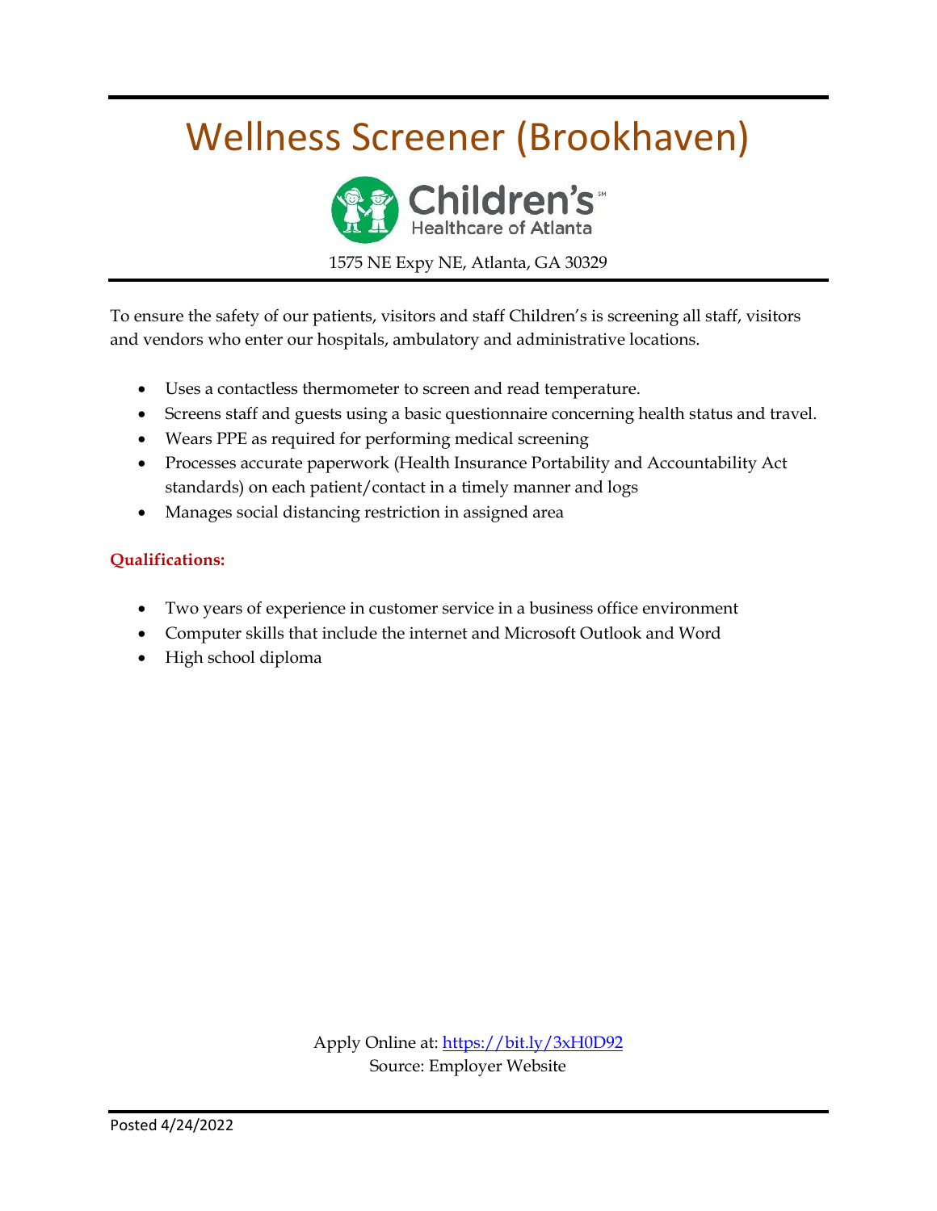# Wellness Screener (Brookhaven)

Children's Healthcare of Atlanta

1575 NE Expy NE, Atlanta, GA 30329

To ensure the safety of our patients, visitors and staff Children's is screening all staff, visitors and vendors who enter our hospitals, ambulatory and administrative locations.

- Uses a contactless thermometer to screen and read temperature.
- Screens staff and guests using a basic questionnaire concerning health status and travel.
- Wears PPE as required for performing medical screening
- Processes accurate paperwork (Health Insurance Portability and Accountability Act standards) on each patient/contact in a timely manner and logs
- Manages social distancing restriction in assigned area

**Qualifications:**

- Two years of experience in customer service in a business office environment
- Computer skills that include the internet and Microsoft Outlook and Word
- High school diploma

Apply Online at: https://bit.ly/3xH0D92
Source: Employer Website

Posted 4/24/2022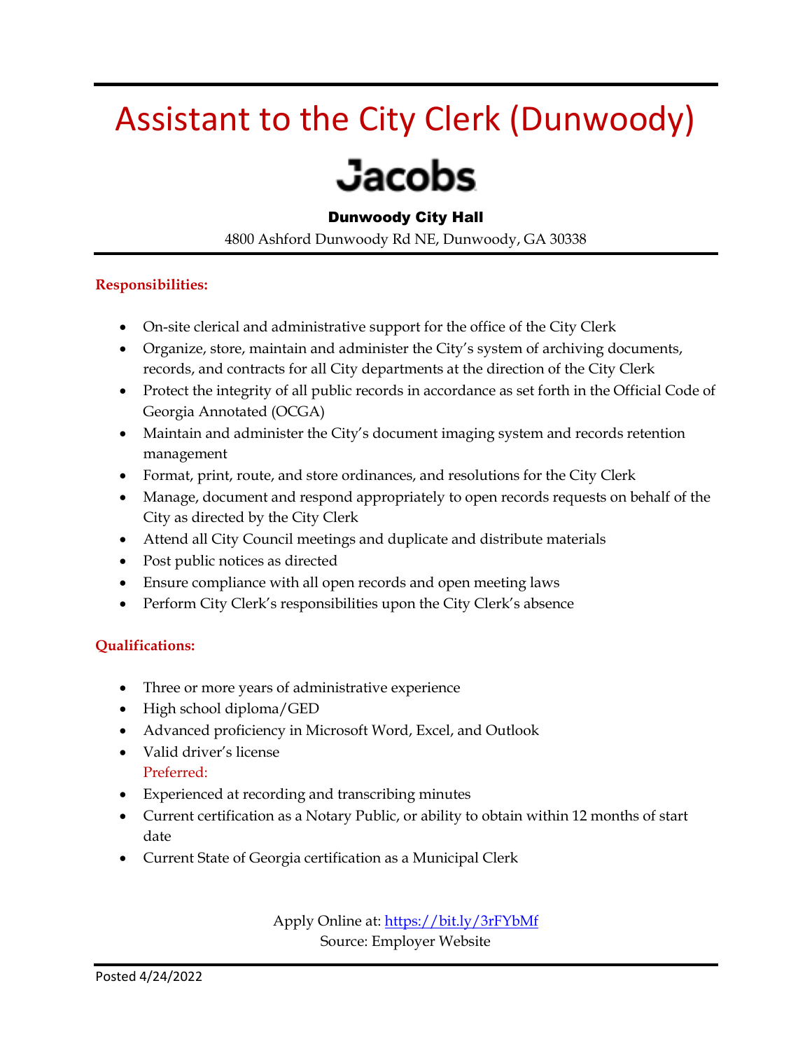# Assistant to the City Clerk (Dunwoody)

## Jacobs

**Dunwoody City Hall**

4800 Ashford Dunwoody Rd NE, Dunwoody, GA 30338

**Responsibilities:**

- On-site clerical and administrative support for the office of the City Clerk
- Organize, store, maintain and administer the City's system of archiving documents, records, and contracts for all City departments at the direction of the City Clerk
- Protect the integrity of all public records in accordance as set forth in the Official Code of Georgia Annotated (OCGA)
- Maintain and administer the City's document imaging system and records retention management
- Format, print, route, and store ordinances, and resolutions for the City Clerk
- Manage, document and respond appropriately to open records requests on behalf of the City as directed by the City Clerk
- Attend all City Council meetings and duplicate and distribute materials
- Post public notices as directed
- Ensure compliance with all open records and open meeting laws
- Perform City Clerk's responsibilities upon the City Clerk's absence

**Qualifications:**

- Three or more years of administrative experience
- High school diploma/GED
- Advanced proficiency in Microsoft Word, Excel, and Outlook
- Valid driver's license

Preferred:

- Experienced at recording and transcribing minutes
- Current certification as a Notary Public, or ability to obtain within 12 months of start date
- Current State of Georgia certification as a Municipal Clerk

Apply Online at: https://bit.ly/3rFYbMf
Source: Employer Website

Posted 4/24/2022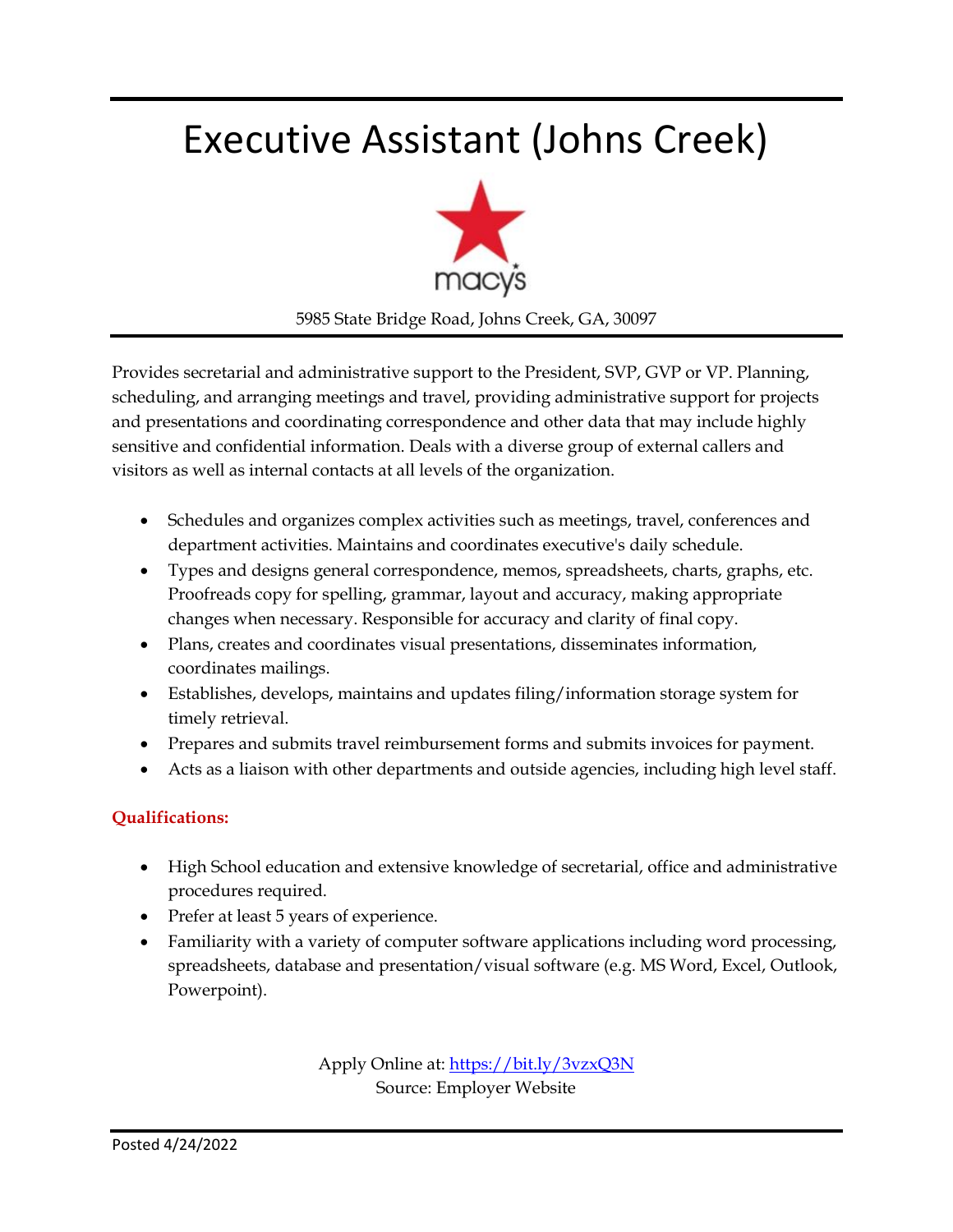# Executive Assistant (Johns Creek)

macy's

5985 State Bridge Road, Johns Creek, GA, 30097

Provides secretarial and administrative support to the President, SVP, GVP or VP. Planning, scheduling, and arranging meetings and travel, providing administrative support for projects and presentations and coordinating correspondence and other data that may include highly sensitive and confidential information. Deals with a diverse group of external callers and visitors as well as internal contacts at all levels of the organization.

- Schedules and organizes complex activities such as meetings, travel, conferences and department activities. Maintains and coordinates executive's daily schedule.
- Types and designs general correspondence, memos, spreadsheets, charts, graphs, etc. Proofreads copy for spelling, grammar, layout and accuracy, making appropriate changes when necessary. Responsible for accuracy and clarity of final copy.
- Plans, creates and coordinates visual presentations, disseminates information, coordinates mailings.
- Establishes, develops, maintains and updates filing/information storage system for timely retrieval.
- Prepares and submits travel reimbursement forms and submits invoices for payment.
- Acts as a liaison with other departments and outside agencies, including high level staff.

**Qualifications:**

- High School education and extensive knowledge of secretarial, office and administrative procedures required.
- Prefer at least 5 years of experience.
- Familiarity with a variety of computer software applications including word processing, spreadsheets, database and presentation/visual software (e.g. MS Word, Excel, Outlook, Powerpoint).

Apply Online at: https://bit.ly/3vzxQ3N
Source: Employer Website

Posted 4/24/2022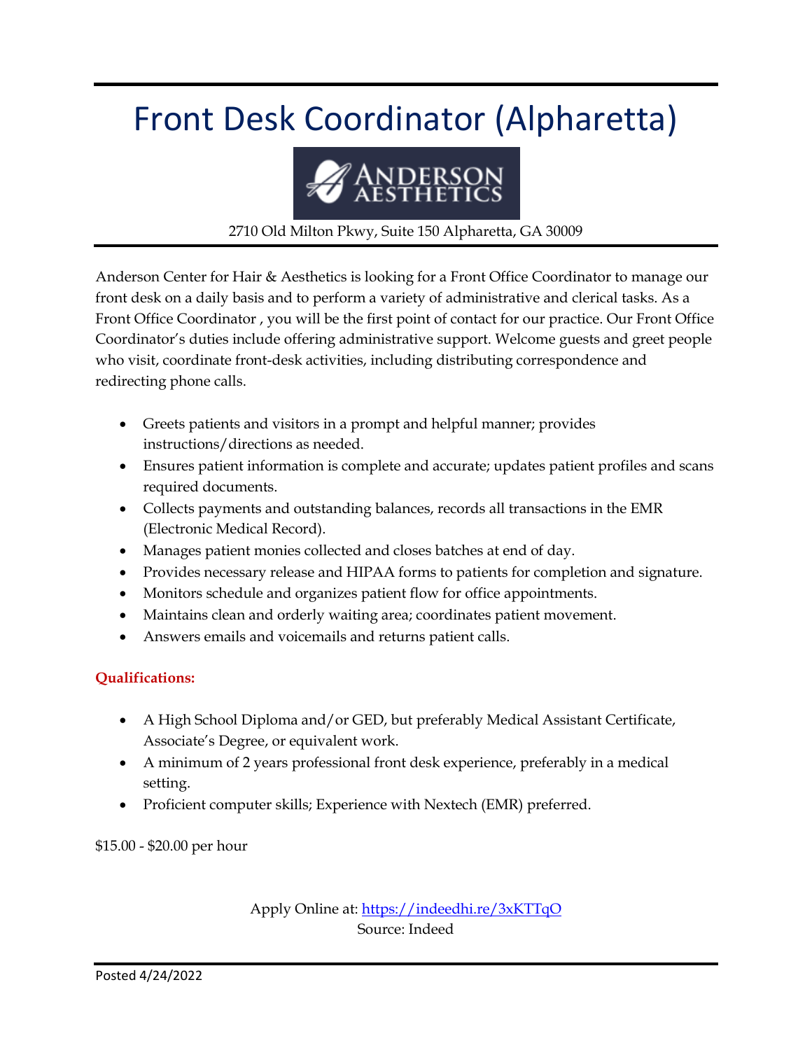# Front Desk Coordinator (Alpharetta)

ANDERSON AESTHETICS

2710 Old Milton Pkwy, Suite 150 Alpharetta, GA 30009

Anderson Center for Hair & Aesthetics is looking for a Front Office Coordinator to manage our front desk on a daily basis and to perform a variety of administrative and clerical tasks. As a Front Office Coordinator , you will be the first point of contact for our practice. Our Front Office Coordinator's duties include offering administrative support. Welcome guests and greet people who visit, coordinate front-desk activities, including distributing correspondence and redirecting phone calls.

- Greets patients and visitors in a prompt and helpful manner; provides instructions/directions as needed.
- Ensures patient information is complete and accurate; updates patient profiles and scans required documents.
- Collects payments and outstanding balances, records all transactions in the EMR (Electronic Medical Record).
- Manages patient monies collected and closes batches at end of day.
- Provides necessary release and HIPAA forms to patients for completion and signature.
- Monitors schedule and organizes patient flow for office appointments.
- Maintains clean and orderly waiting area; coordinates patient movement.
- Answers emails and voicemails and returns patient calls.

**Qualifications:**

- A High School Diploma and/or GED, but preferably Medical Assistant Certificate, Associate's Degree, or equivalent work.
- A minimum of 2 years professional front desk experience, preferably in a medical setting.
- Proficient computer skills; Experience with Nextech (EMR) preferred.

$15.00 - $20.00 per hour

Apply Online at: https://indeedhi.re/3xKTTqO
Source: Indeed

Posted 4/24/2022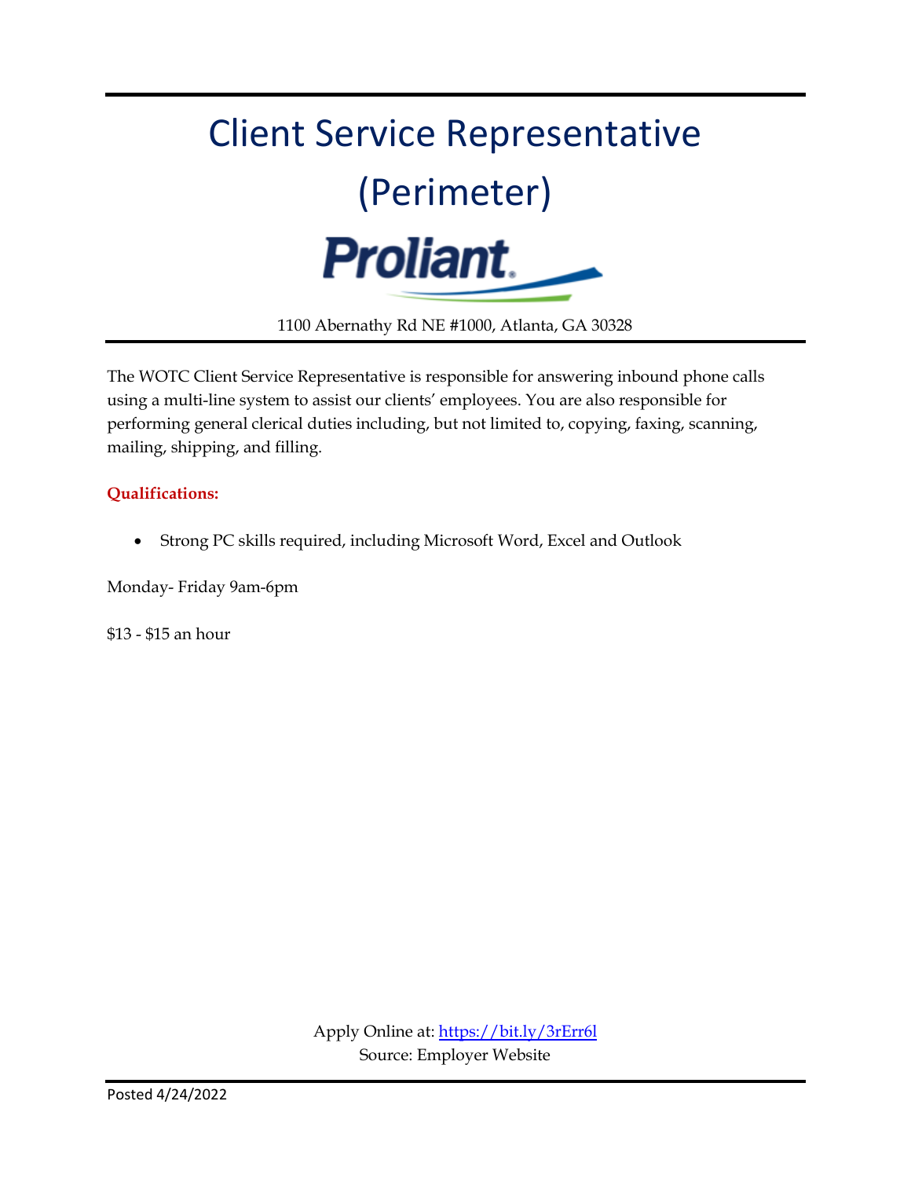# Client Service Representative (Perimeter)

Proliant

1100 Abernathy Rd NE #1000, Atlanta, GA 30328

The WOTC Client Service Representative is responsible for answering inbound phone calls using a multi-line system to assist our clients' employees. You are also responsible for performing general clerical duties including, but not limited to, copying, faxing, scanning, mailing, shipping, and filling.

**Qualifications:**

- Strong PC skills required, including Microsoft Word, Excel and Outlook

Monday- Friday 9am-6pm

$13 - $15 an hour

Apply Online at: https://bit.ly/3rErr6l
Source: Employer Website

Posted 4/24/2022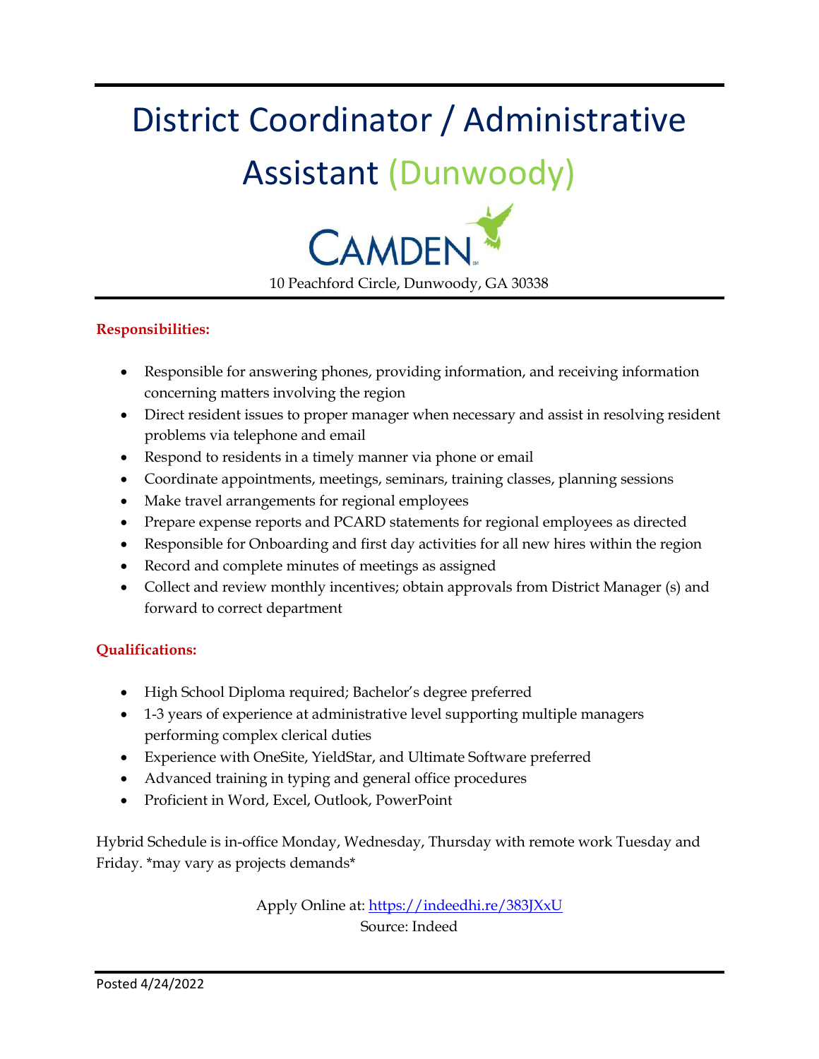# District Coordinator / Administrative Assistant (Dunwoody)

CAMDEN

10 Peachford Circle, Dunwoody, GA 30338

**Responsibilities:**

- Responsible for answering phones, providing information, and receiving information concerning matters involving the region
- Direct resident issues to proper manager when necessary and assist in resolving resident problems via telephone and email
- Respond to residents in a timely manner via phone or email
- Coordinate appointments, meetings, seminars, training classes, planning sessions
- Make travel arrangements for regional employees
- Prepare expense reports and PCARD statements for regional employees as directed
- Responsible for Onboarding and first day activities for all new hires within the region
- Record and complete minutes of meetings as assigned
- Collect and review monthly incentives; obtain approvals from District Manager (s) and forward to correct department

**Qualifications:**

- High School Diploma required; Bachelor's degree preferred
- 1-3 years of experience at administrative level supporting multiple managers performing complex clerical duties
- Experience with OneSite, YieldStar, and Ultimate Software preferred
- Advanced training in typing and general office procedures
- Proficient in Word, Excel, Outlook, PowerPoint

Hybrid Schedule is in-office Monday, Wednesday, Thursday with remote work Tuesday and Friday. *may vary as projects demands*

Apply Online at: https://indeedhi.re/383JXxU

Source: Indeed

Posted 4/24/2022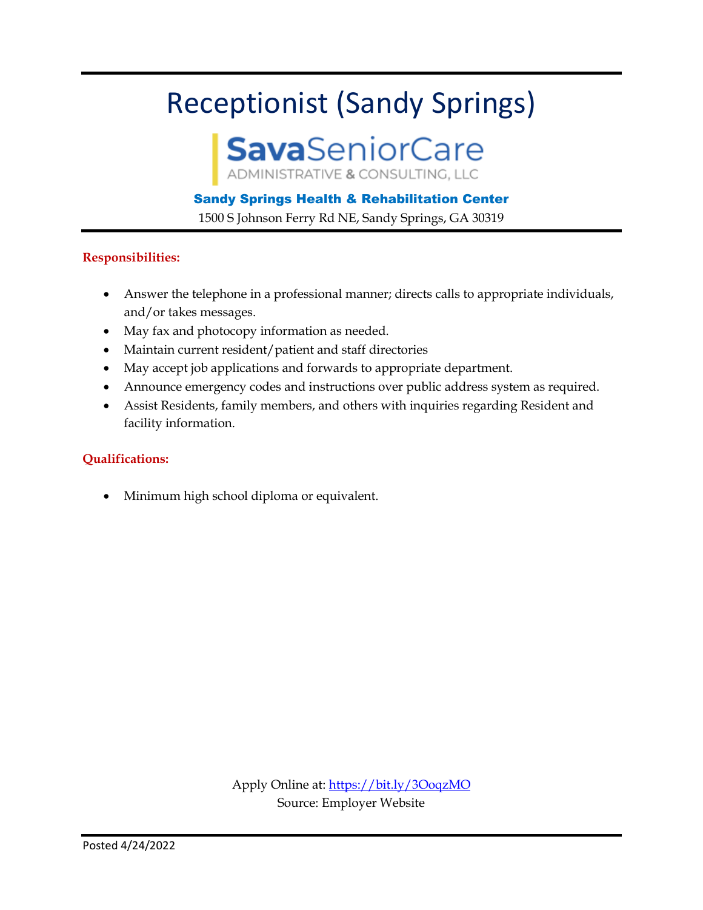# Receptionist (Sandy Springs)

**Sava**SeniorCare
ADMINISTRATIVE & CONSULTING, LLC

**Sandy Springs Health & Rehabilitation Center**

1500 S Johnson Ferry Rd NE, Sandy Springs, GA 30319

**Responsibilities:**

- Answer the telephone in a professional manner; directs calls to appropriate individuals, and/or takes messages.
- May fax and photocopy information as needed.
- Maintain current resident/patient and staff directories
- May accept job applications and forwards to appropriate department.
- Announce emergency codes and instructions over public address system as required.
- Assist Residents, family members, and others with inquiries regarding Resident and facility information.

**Qualifications:**

- Minimum high school diploma or equivalent.

Apply Online at: https://bit.ly/3OoqzMO

Source: Employer Website

Posted 4/24/2022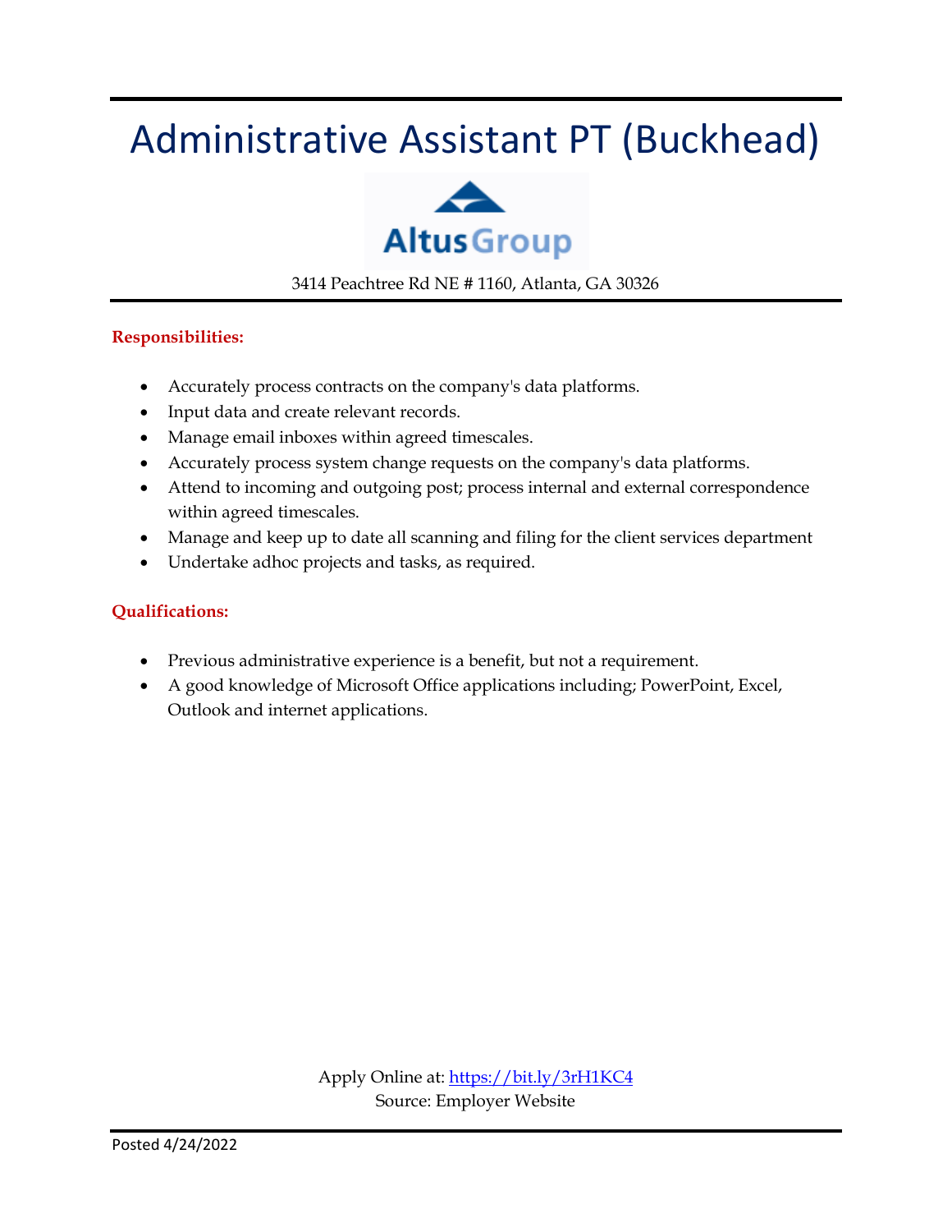# Administrative Assistant PT (Buckhead)

AltusGroup

3414 Peachtree Rd NE # 1160, Atlanta, GA 30326

**Responsibilities:**

- Accurately process contracts on the company's data platforms.
- Input data and create relevant records.
- Manage email inboxes within agreed timescales.
- Accurately process system change requests on the company's data platforms.
- Attend to incoming and outgoing post; process internal and external correspondence within agreed timescales.
- Manage and keep up to date all scanning and filing for the client services department
- Undertake adhoc projects and tasks, as required.

**Qualifications:**

- Previous administrative experience is a benefit, but not a requirement.
- A good knowledge of Microsoft Office applications including; PowerPoint, Excel, Outlook and internet applications.

Apply Online at: https://bit.ly/3rH1KC4
Source: Employer Website

Posted 4/24/2022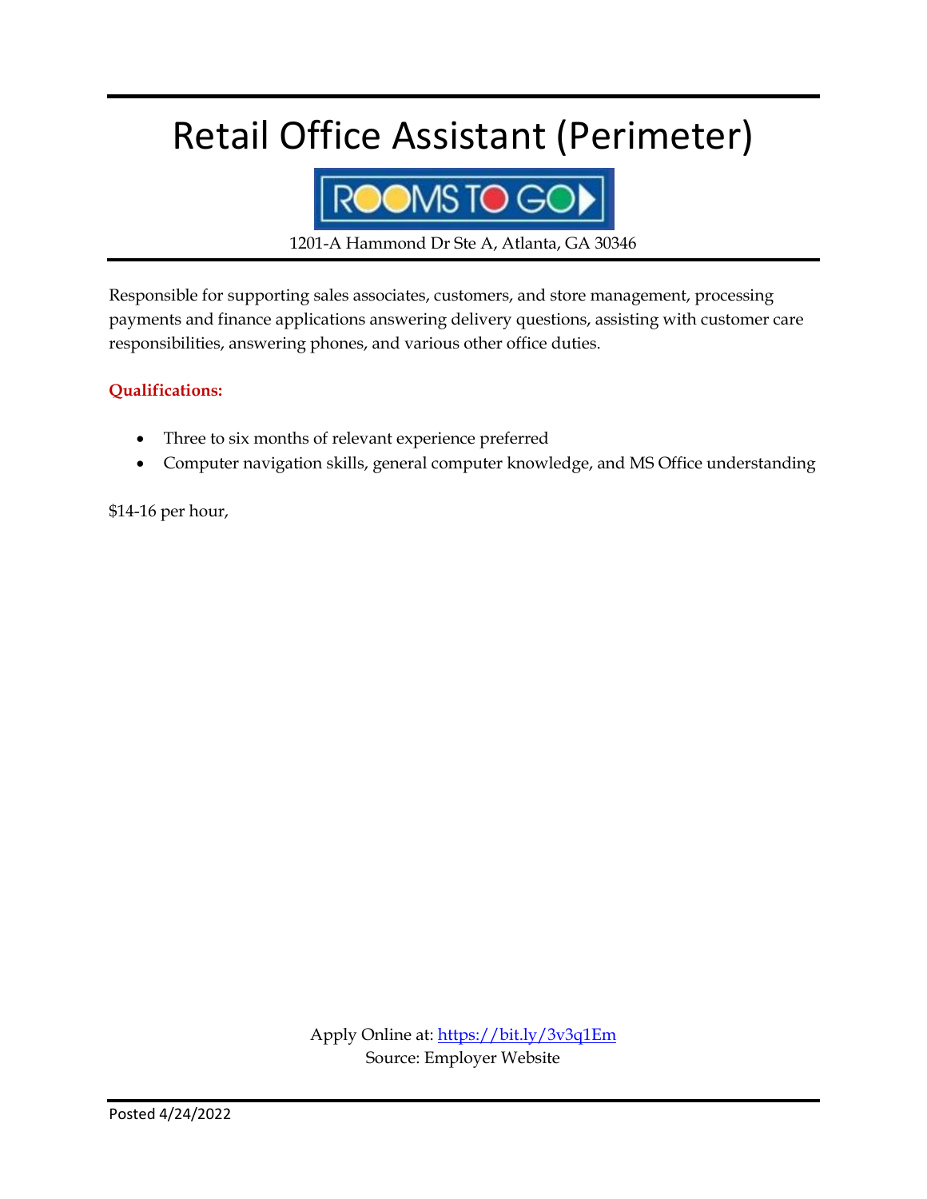# Retail Office Assistant (Perimeter)

ROOMS TO GO

1201-A Hammond Dr Ste A, Atlanta, GA 30346

Responsible for supporting sales associates, customers, and store management, processing payments and finance applications answering delivery questions, assisting with customer care responsibilities, answering phones, and various other office duties.

**Qualifications:**

- Three to six months of relevant experience preferred
- Computer navigation skills, general computer knowledge, and MS Office understanding

$14-16 per hour,

Apply Online at: https://bit.ly/3v3q1Em
Source: Employer Website

Posted 4/24/2022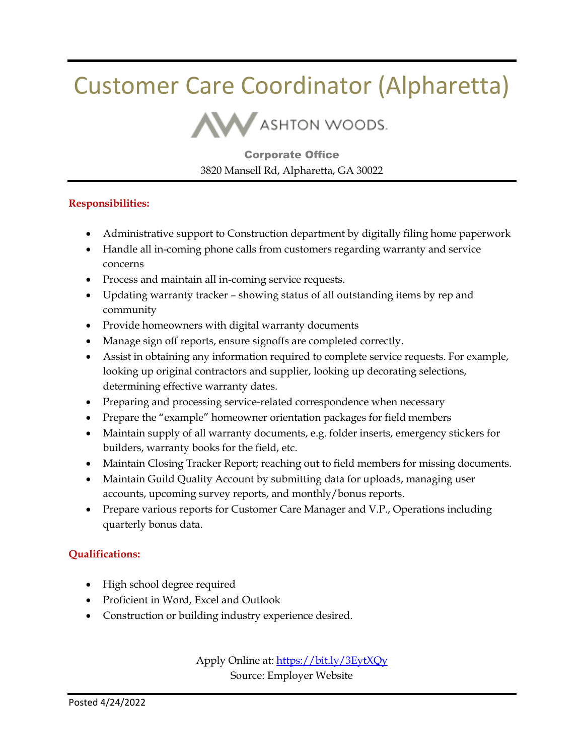# Customer Care Coordinator (Alpharetta)

ASHTON WOODS.

**Corporate Office**

3820 Mansell Rd, Alpharetta, GA 30022

**Responsibilities:**

- Administrative support to Construction department by digitally filing home paperwork
- Handle all in-coming phone calls from customers regarding warranty and service concerns
- Process and maintain all in-coming service requests.
- Updating warranty tracker – showing status of all outstanding items by rep and community
- Provide homeowners with digital warranty documents
- Manage sign off reports, ensure signoffs are completed correctly.
- Assist in obtaining any information required to complete service requests. For example, looking up original contractors and supplier, looking up decorating selections, determining effective warranty dates.
- Preparing and processing service-related correspondence when necessary
- Prepare the "example" homeowner orientation packages for field members
- Maintain supply of all warranty documents, e.g. folder inserts, emergency stickers for builders, warranty books for the field, etc.
- Maintain Closing Tracker Report; reaching out to field members for missing documents.
- Maintain Guild Quality Account by submitting data for uploads, managing user accounts, upcoming survey reports, and monthly/bonus reports.
- Prepare various reports for Customer Care Manager and V.P., Operations including quarterly bonus data.

**Qualifications:**

- High school degree required
- Proficient in Word, Excel and Outlook
- Construction or building industry experience desired.

Apply Online at: https://bit.ly/3EytXQy
Source: Employer Website

Posted 4/24/2022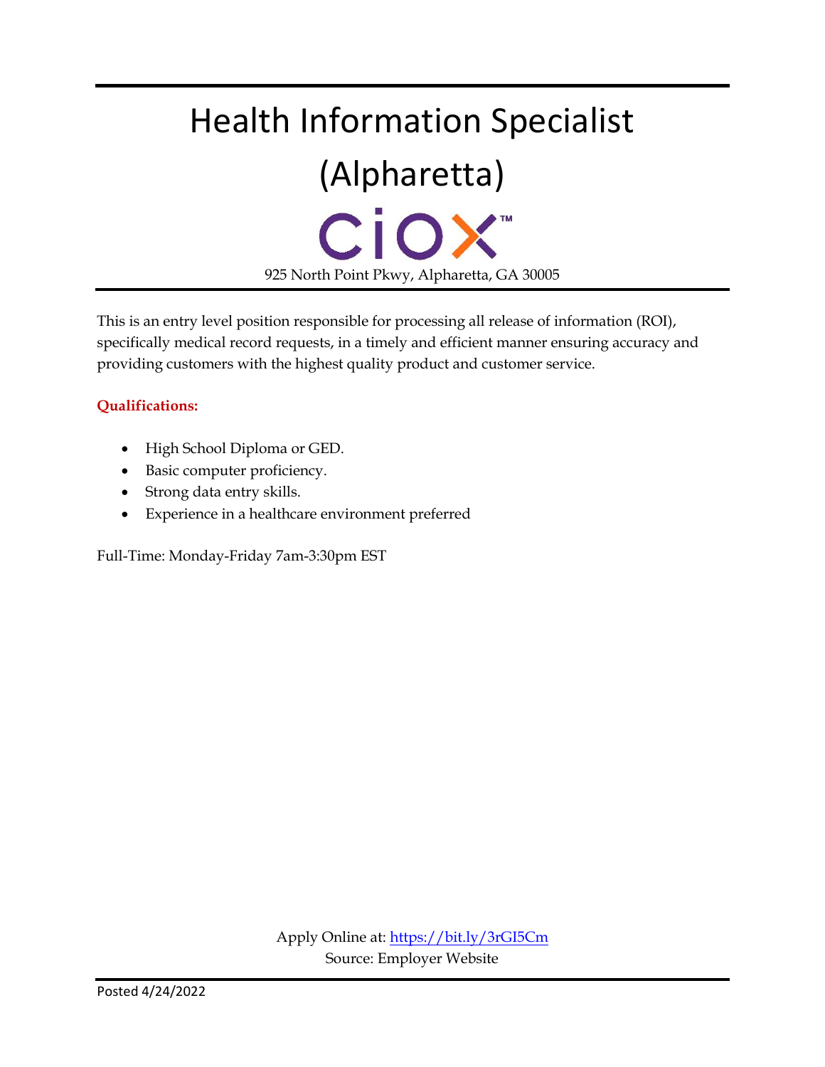# Health Information Specialist (Alpharetta)

ciox™

925 North Point Pkwy, Alpharetta, GA 30005

This is an entry level position responsible for processing all release of information (ROI), specifically medical record requests, in a timely and efficient manner ensuring accuracy and providing customers with the highest quality product and customer service.

**Qualifications:**

- High School Diploma or GED.
- Basic computer proficiency.
- Strong data entry skills.
- Experience in a healthcare environment preferred

Full-Time: Monday-Friday 7am-3:30pm EST

Apply Online at: https://bit.ly/3rGI5Cm
Source: Employer Website

Posted 4/24/2022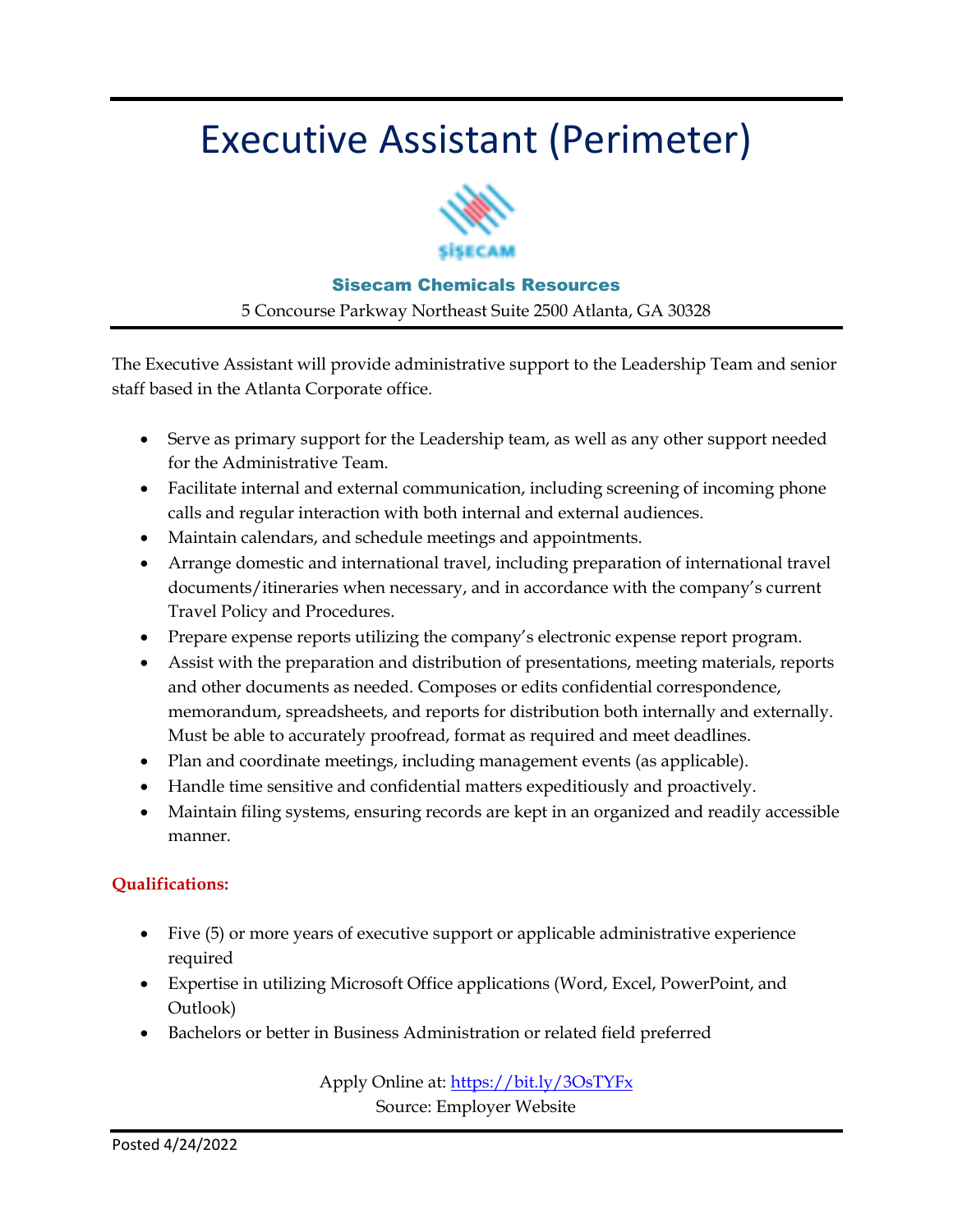# Executive Assistant (Perimeter)

ŞİŞECAM

**Sisecam Chemicals Resources**

5 Concourse Parkway Northeast Suite 2500 Atlanta, GA 30328

The Executive Assistant will provide administrative support to the Leadership Team and senior staff based in the Atlanta Corporate office.

- Serve as primary support for the Leadership team, as well as any other support needed for the Administrative Team.
- Facilitate internal and external communication, including screening of incoming phone calls and regular interaction with both internal and external audiences.
- Maintain calendars, and schedule meetings and appointments.
- Arrange domestic and international travel, including preparation of international travel documents/itineraries when necessary, and in accordance with the company's current Travel Policy and Procedures.
- Prepare expense reports utilizing the company's electronic expense report program.
- Assist with the preparation and distribution of presentations, meeting materials, reports and other documents as needed. Composes or edits confidential correspondence, memorandum, spreadsheets, and reports for distribution both internally and externally. Must be able to accurately proofread, format as required and meet deadlines.
- Plan and coordinate meetings, including management events (as applicable).
- Handle time sensitive and confidential matters expeditiously and proactively.
- Maintain filing systems, ensuring records are kept in an organized and readily accessible manner.

**Qualifications:**

- Five (5) or more years of executive support or applicable administrative experience required
- Expertise in utilizing Microsoft Office applications (Word, Excel, PowerPoint, and Outlook)
- Bachelors or better in Business Administration or related field preferred

Apply Online at: https://bit.ly/3OsTYFx
Source: Employer Website

Posted 4/24/2022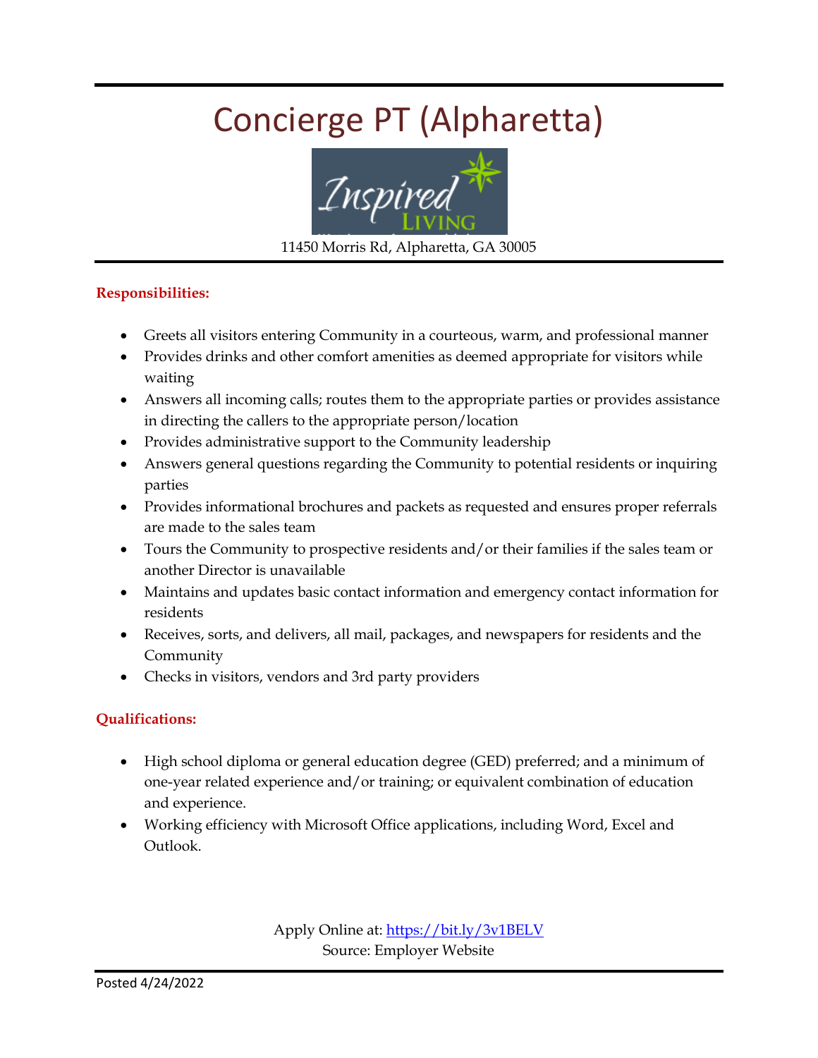# Concierge PT (Alpharetta)

11450 Morris Rd, Alpharetta, GA 30005

**Responsibilities:**

- Greets all visitors entering Community in a courteous, warm, and professional manner
- Provides drinks and other comfort amenities as deemed appropriate for visitors while waiting
- Answers all incoming calls; routes them to the appropriate parties or provides assistance in directing the callers to the appropriate person/location
- Provides administrative support to the Community leadership
- Answers general questions regarding the Community to potential residents or inquiring parties
- Provides informational brochures and packets as requested and ensures proper referrals are made to the sales team
- Tours the Community to prospective residents and/or their families if the sales team or another Director is unavailable
- Maintains and updates basic contact information and emergency contact information for residents
- Receives, sorts, and delivers, all mail, packages, and newspapers for residents and the Community
- Checks in visitors, vendors and 3rd party providers

**Qualifications:**

- High school diploma or general education degree (GED) preferred; and a minimum of one-year related experience and/or training; or equivalent combination of education and experience.
- Working efficiency with Microsoft Office applications, including Word, Excel and Outlook.

Apply Online at: https://bit.ly/3v1BELV
Source: Employer Website

Posted 4/24/2022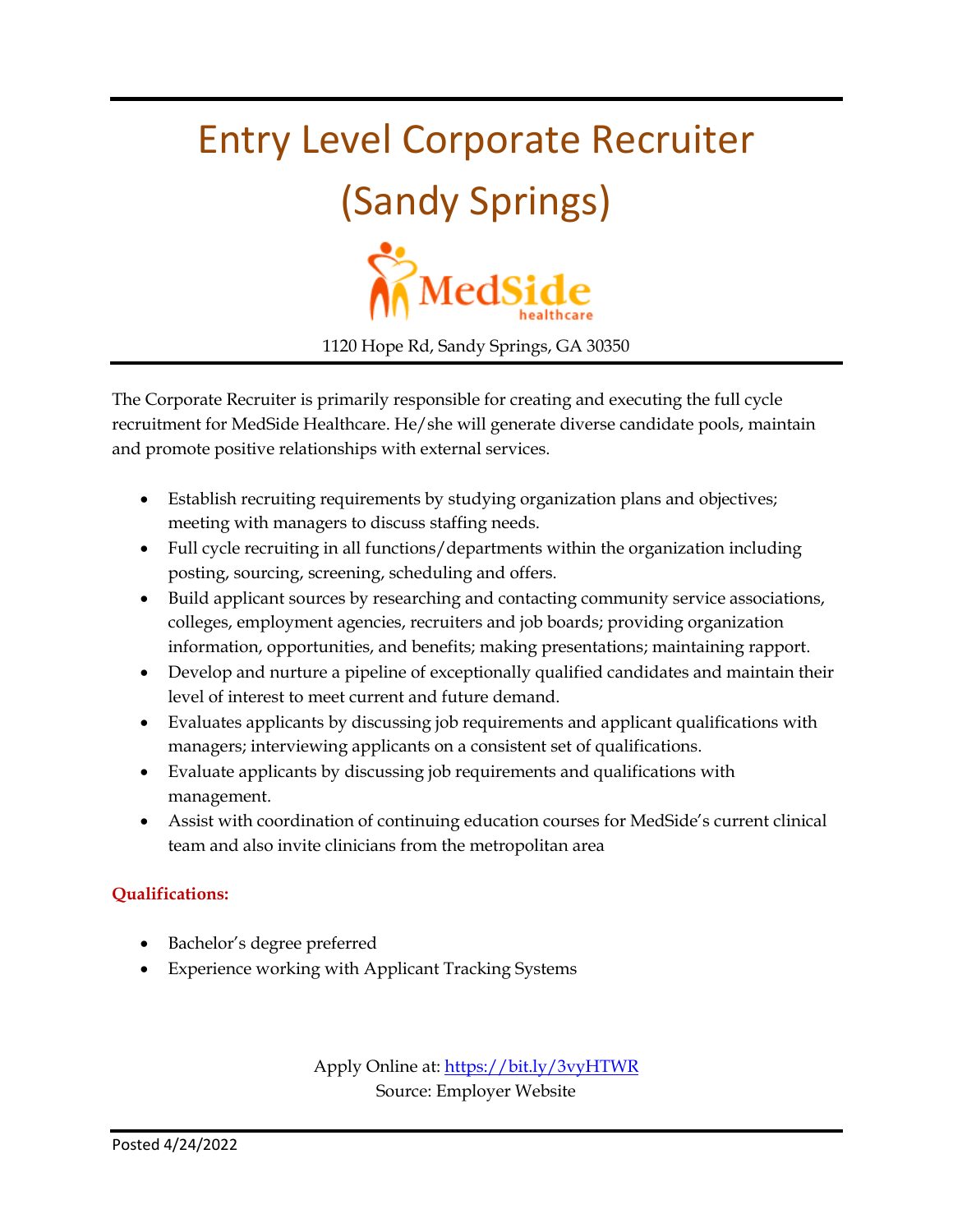# Entry Level Corporate Recruiter (Sandy Springs)

MedSide healthcare

1120 Hope Rd, Sandy Springs, GA 30350

The Corporate Recruiter is primarily responsible for creating and executing the full cycle recruitment for MedSide Healthcare. He/she will generate diverse candidate pools, maintain and promote positive relationships with external services.

- Establish recruiting requirements by studying organization plans and objectives; meeting with managers to discuss staffing needs.
- Full cycle recruiting in all functions/departments within the organization including posting, sourcing, screening, scheduling and offers.
- Build applicant sources by researching and contacting community service associations, colleges, employment agencies, recruiters and job boards; providing organization information, opportunities, and benefits; making presentations; maintaining rapport.
- Develop and nurture a pipeline of exceptionally qualified candidates and maintain their level of interest to meet current and future demand.
- Evaluates applicants by discussing job requirements and applicant qualifications with managers; interviewing applicants on a consistent set of qualifications.
- Evaluate applicants by discussing job requirements and qualifications with management.
- Assist with coordination of continuing education courses for MedSide's current clinical team and also invite clinicians from the metropolitan area

**Qualifications:**

- Bachelor's degree preferred
- Experience working with Applicant Tracking Systems

Apply Online at: https://bit.ly/3vyHTWR
Source: Employer Website

Posted 4/24/2022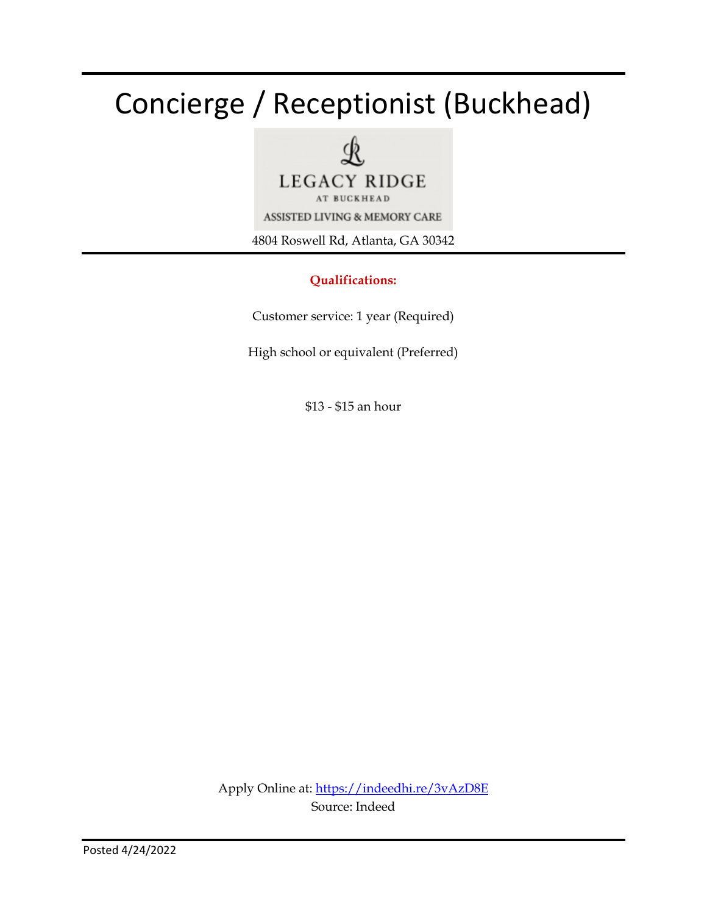# Concierge / Receptionist (Buckhead)

LEGACY RIDGE

AT BUCKHEAD

ASSISTED LIVING & MEMORY CARE

4804 Roswell Rd, Atlanta, GA 30342

**Qualifications:**

Customer service: 1 year (Required)

High school or equivalent (Preferred)

$13 - $15 an hour

Apply Online at: [https://indeedhi.re/3vAzD8E](https://indeedhi.re/3vAzD8E)

Source: Indeed

Posted 4/24/2022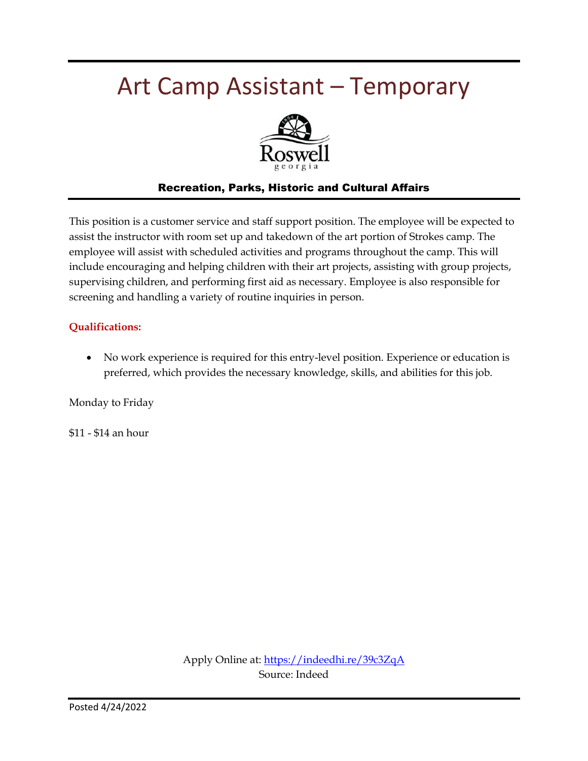# Art Camp Assistant – Temporary

Roswell
georgia

Recreation, Parks, Historic and Cultural Affairs

This position is a customer service and staff support position. The employee will be expected to assist the instructor with room set up and takedown of the art portion of Strokes camp. The employee will assist with scheduled activities and programs throughout the camp. This will include encouraging and helping children with their art projects, assisting with group projects, supervising children, and performing first aid as necessary. Employee is also responsible for screening and handling a variety of routine inquiries in person.

**Qualifications:**

- No work experience is required for this entry-level position. Experience or education is preferred, which provides the necessary knowledge, skills, and abilities for this job.

Monday to Friday

$11 - $14 an hour

Apply Online at: https://indeedhi.re/39c3ZqA
Source: Indeed

Posted 4/24/2022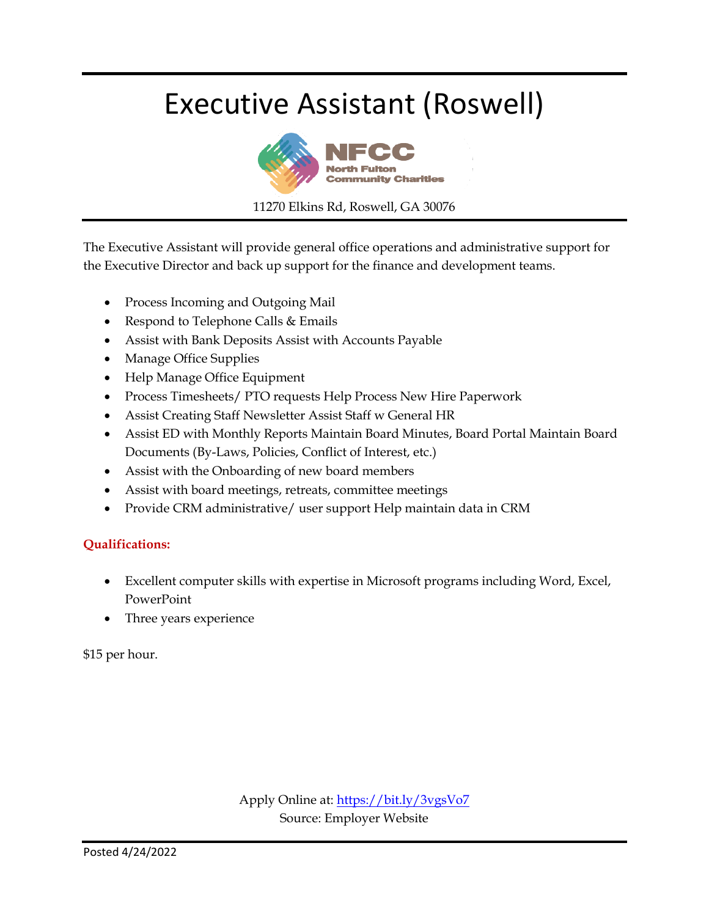# Executive Assistant (Roswell)

NFCC
North Fulton
Community Charities

11270 Elkins Rd, Roswell, GA 30076

The Executive Assistant will provide general office operations and administrative support for the Executive Director and back up support for the finance and development teams.

- Process Incoming and Outgoing Mail
- Respond to Telephone Calls & Emails
- Assist with Bank Deposits Assist with Accounts Payable
- Manage Office Supplies
- Help Manage Office Equipment
- Process Timesheets/ PTO requests Help Process New Hire Paperwork
- Assist Creating Staff Newsletter Assist Staff w General HR
- Assist ED with Monthly Reports Maintain Board Minutes, Board Portal Maintain Board Documents (By-Laws, Policies, Conflict of Interest, etc.)
- Assist with the Onboarding of new board members
- Assist with board meetings, retreats, committee meetings
- Provide CRM administrative/ user support Help maintain data in CRM

**Qualifications:**

- Excellent computer skills with expertise in Microsoft programs including Word, Excel, PowerPoint
- Three years experience

$15 per hour.

Apply Online at: https://bit.ly/3vgsVo7
Source: Employer Website

Posted 4/24/2022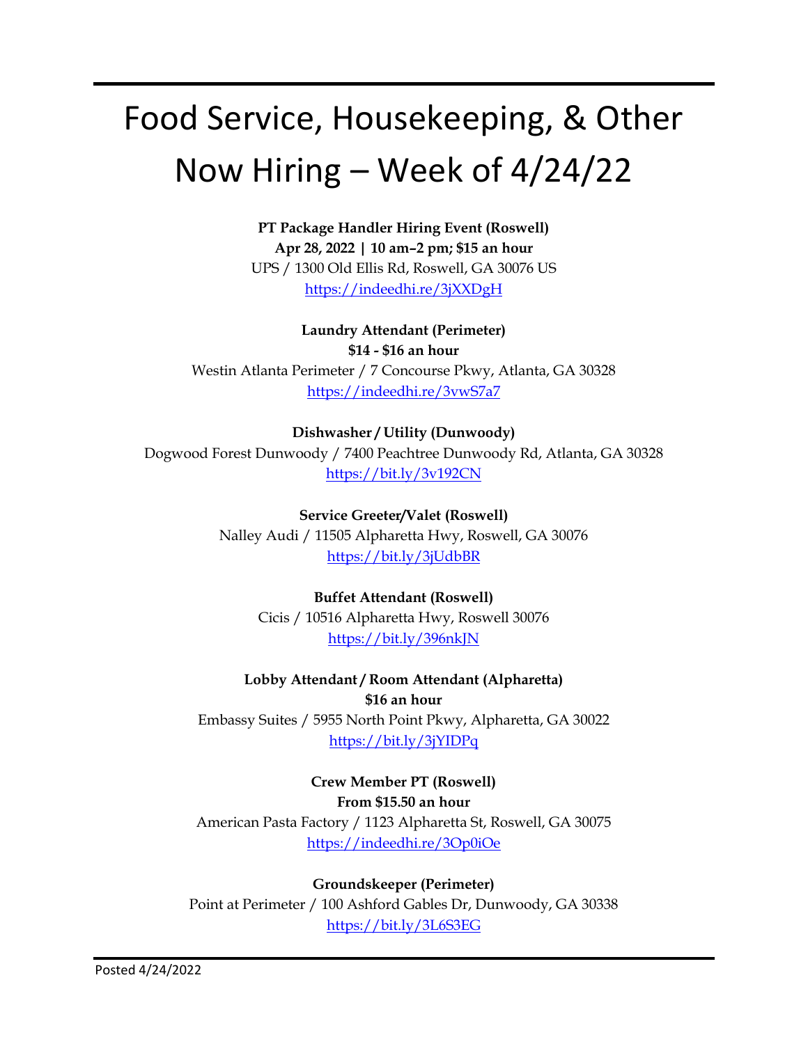# Food Service, Housekeeping, & Other Now Hiring – Week of 4/24/22

**PT Package Handler Hiring Event (Roswell)**
**Apr 28, 2022 | 10 am–2 pm; $15 an hour**
UPS / 1300 Old Ellis Rd, Roswell, GA 30076 US
https://indeedhi.re/3jXXDgH

**Laundry Attendant (Perimeter)**
**$14 - $16 an hour**
Westin Atlanta Perimeter / 7 Concourse Pkwy, Atlanta, GA 30328
https://indeedhi.re/3vwS7a7

**Dishwasher / Utility (Dunwoody)**
Dogwood Forest Dunwoody / 7400 Peachtree Dunwoody Rd, Atlanta, GA 30328
https://bit.ly/3v192CN

**Service Greeter/Valet (Roswell)**
Nalley Audi / 11505 Alpharetta Hwy, Roswell, GA 30076
https://bit.ly/3jUdbBR

**Buffet Attendant (Roswell)**
Cicis / 10516 Alpharetta Hwy, Roswell 30076
https://bit.ly/396nkJN

**Lobby Attendant / Room Attendant (Alpharetta)**
**$16 an hour**
Embassy Suites / 5955 North Point Pkwy, Alpharetta, GA 30022
https://bit.ly/3jYIDPq

**Crew Member PT (Roswell)**
**From $15.50 an hour**
American Pasta Factory / 1123 Alpharetta St, Roswell, GA 30075
https://indeedhi.re/3Op0iOe

**Groundskeeper (Perimeter)**
Point at Perimeter / 100 Ashford Gables Dr, Dunwoody, GA 30338
https://bit.ly/3L6S3EG

Posted 4/24/2022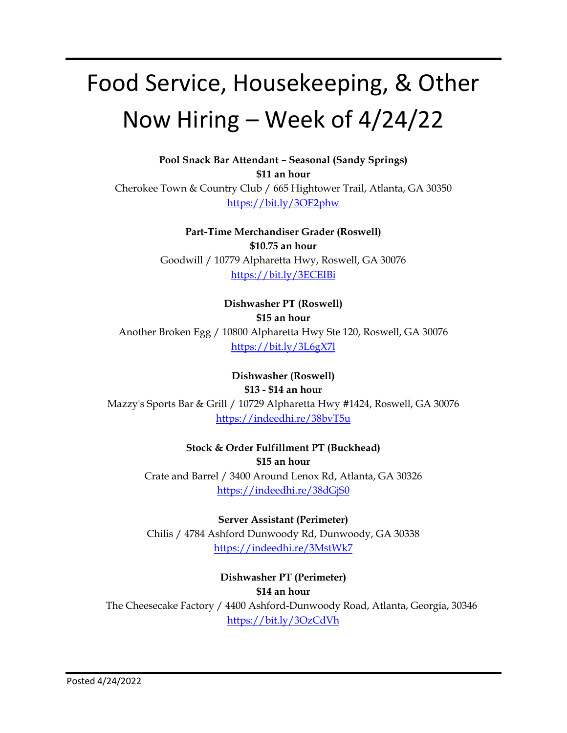# Food Service, Housekeeping, & Other Now Hiring – Week of 4/24/22

**Pool Snack Bar Attendant – Seasonal (Sandy Springs)**
**$11 an hour**
Cherokee Town & Country Club / 665 Hightower Trail, Atlanta, GA 30350
https://bit.ly/3OE2phw

**Part-Time Merchandiser Grader (Roswell)**
**$10.75 an hour**
Goodwill / 10779 Alpharetta Hwy, Roswell, GA 30076
https://bit.ly/3ECEIBi

**Dishwasher PT (Roswell)**
**$15 an hour**
Another Broken Egg / 10800 Alpharetta Hwy Ste 120, Roswell, GA 30076
https://bit.ly/3L6gX7l

**Dishwasher (Roswell)**
**$13 - $14 an hour**
Mazzy's Sports Bar & Grill / 10729 Alpharetta Hwy #1424, Roswell, GA 30076
https://indeedhi.re/38bvT5u

**Stock & Order Fulfillment PT (Buckhead)**
**$15 an hour**
Crate and Barrel / 3400 Around Lenox Rd, Atlanta, GA 30326
https://indeedhi.re/38dGjS0

**Server Assistant (Perimeter)**
Chilis / 4784 Ashford Dunwoody Rd, Dunwoody, GA 30338
https://indeedhi.re/3MstWk7

**Dishwasher PT (Perimeter)**
**$14 an hour**
The Cheesecake Factory / 4400 Ashford-Dunwoody Road, Atlanta, Georgia, 30346
https://bit.ly/3OzCdVh

Posted 4/24/2022